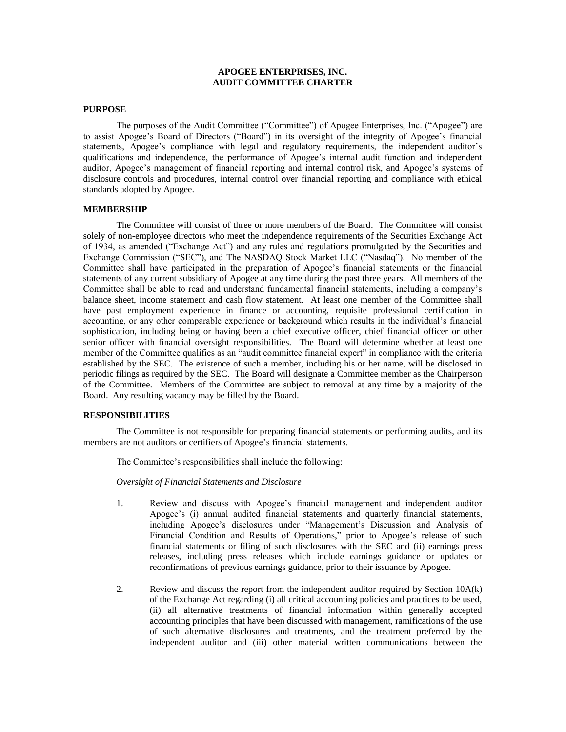# APOGEE ENTERPRISES, INC.
# AUDIT COMMITTEE CHARTER

## PURPOSE

The purposes of the Audit Committee ("Committee") of Apogee Enterprises, Inc. ("Apogee") are to assist Apogee's Board of Directors ("Board") in its oversight of the integrity of Apogee's financial statements, Apogee's compliance with legal and regulatory requirements, the independent auditor's qualifications and independence, the performance of Apogee's internal audit function and independent auditor, Apogee's management of financial reporting and internal control risk, and Apogee's systems of disclosure controls and procedures, internal control over financial reporting and compliance with ethical standards adopted by Apogee.

## MEMBERSHIP

The Committee will consist of three or more members of the Board. The Committee will consist solely of non-employee directors who meet the independence requirements of the Securities Exchange Act of 1934, as amended ("Exchange Act") and any rules and regulations promulgated by the Securities and Exchange Commission ("SEC"), and The NASDAQ Stock Market LLC ("Nasdaq"). No member of the Committee shall have participated in the preparation of Apogee's financial statements or the financial statements of any current subsidiary of Apogee at any time during the past three years. All members of the Committee shall be able to read and understand fundamental financial statements, including a company's balance sheet, income statement and cash flow statement. At least one member of the Committee shall have past employment experience in finance or accounting, requisite professional certification in accounting, or any other comparable experience or background which results in the individual's financial sophistication, including being or having been a chief executive officer, chief financial officer or other senior officer with financial oversight responsibilities. The Board will determine whether at least one member of the Committee qualifies as an "audit committee financial expert" in compliance with the criteria established by the SEC. The existence of such a member, including his or her name, will be disclosed in periodic filings as required by the SEC. The Board will designate a Committee member as the Chairperson of the Committee. Members of the Committee are subject to removal at any time by a majority of the Board. Any resulting vacancy may be filled by the Board.

## RESPONSIBILITIES

The Committee is not responsible for preparing financial statements or performing audits, and its members are not auditors or certifiers of Apogee's financial statements.

The Committee's responsibilities shall include the following:

*Oversight of Financial Statements and Disclosure*

1. Review and discuss with Apogee's financial management and independent auditor Apogee's (i) annual audited financial statements and quarterly financial statements, including Apogee's disclosures under "Management's Discussion and Analysis of Financial Condition and Results of Operations," prior to Apogee's release of such financial statements or filing of such disclosures with the SEC and (ii) earnings press releases, including press releases which include earnings guidance or updates or reconfirmations of previous earnings guidance, prior to their issuance by Apogee.

2. Review and discuss the report from the independent auditor required by Section 10A(k) of the Exchange Act regarding (i) all critical accounting policies and practices to be used, (ii) all alternative treatments of financial information within generally accepted accounting principles that have been discussed with management, ramifications of the use of such alternative disclosures and treatments, and the treatment preferred by the independent auditor and (iii) other material written communications between the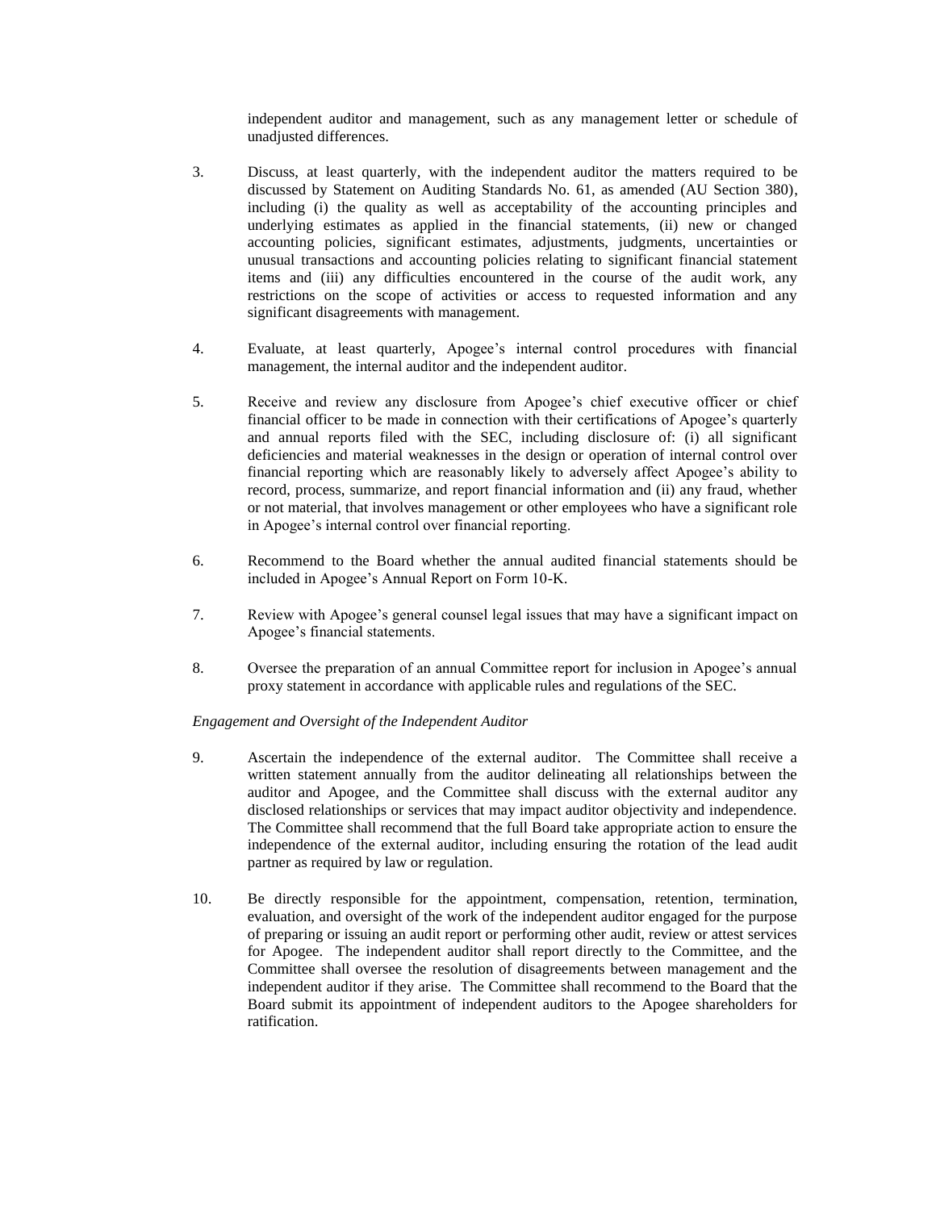independent auditor and management, such as any management letter or schedule of unadjusted differences.

3. Discuss, at least quarterly, with the independent auditor the matters required to be discussed by Statement on Auditing Standards No. 61, as amended (AU Section 380), including (i) the quality as well as acceptability of the accounting principles and underlying estimates as applied in the financial statements, (ii) new or changed accounting policies, significant estimates, adjustments, judgments, uncertainties or unusual transactions and accounting policies relating to significant financial statement items and (iii) any difficulties encountered in the course of the audit work, any restrictions on the scope of activities or access to requested information and any significant disagreements with management.

4. Evaluate, at least quarterly, Apogee's internal control procedures with financial management, the internal auditor and the independent auditor.

5. Receive and review any disclosure from Apogee's chief executive officer or chief financial officer to be made in connection with their certifications of Apogee's quarterly and annual reports filed with the SEC, including disclosure of: (i) all significant deficiencies and material weaknesses in the design or operation of internal control over financial reporting which are reasonably likely to adversely affect Apogee's ability to record, process, summarize, and report financial information and (ii) any fraud, whether or not material, that involves management or other employees who have a significant role in Apogee's internal control over financial reporting.

6. Recommend to the Board whether the annual audited financial statements should be included in Apogee's Annual Report on Form 10-K.

7. Review with Apogee's general counsel legal issues that may have a significant impact on Apogee's financial statements.

8. Oversee the preparation of an annual Committee report for inclusion in Apogee's annual proxy statement in accordance with applicable rules and regulations of the SEC.

*Engagement and Oversight of the Independent Auditor*

9. Ascertain the independence of the external auditor. The Committee shall receive a written statement annually from the auditor delineating all relationships between the auditor and Apogee, and the Committee shall discuss with the external auditor any disclosed relationships or services that may impact auditor objectivity and independence. The Committee shall recommend that the full Board take appropriate action to ensure the independence of the external auditor, including ensuring the rotation of the lead audit partner as required by law or regulation.

10. Be directly responsible for the appointment, compensation, retention, termination, evaluation, and oversight of the work of the independent auditor engaged for the purpose of preparing or issuing an audit report or performing other audit, review or attest services for Apogee. The independent auditor shall report directly to the Committee, and the Committee shall oversee the resolution of disagreements between management and the independent auditor if they arise. The Committee shall recommend to the Board that the Board submit its appointment of independent auditors to the Apogee shareholders for ratification.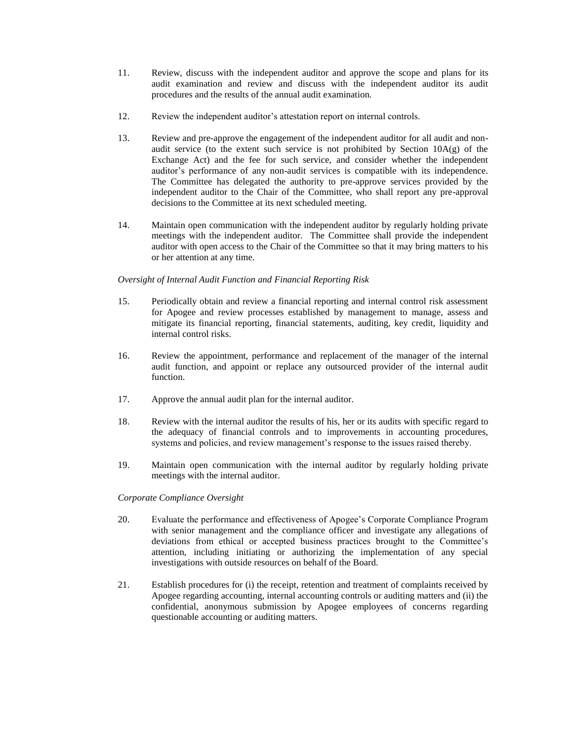11. Review, discuss with the independent auditor and approve the scope and plans for its audit examination and review and discuss with the independent auditor its audit procedures and the results of the annual audit examination.

12. Review the independent auditor's attestation report on internal controls.

13. Review and pre-approve the engagement of the independent auditor for all audit and non-audit service (to the extent such service is not prohibited by Section 10A(g) of the Exchange Act) and the fee for such service, and consider whether the independent auditor's performance of any non-audit services is compatible with its independence. The Committee has delegated the authority to pre-approve services provided by the independent auditor to the Chair of the Committee, who shall report any pre-approval decisions to the Committee at its next scheduled meeting.

14. Maintain open communication with the independent auditor by regularly holding private meetings with the independent auditor. The Committee shall provide the independent auditor with open access to the Chair of the Committee so that it may bring matters to his or her attention at any time.

*Oversight of Internal Audit Function and Financial Reporting Risk*

15. Periodically obtain and review a financial reporting and internal control risk assessment for Apogee and review processes established by management to manage, assess and mitigate its financial reporting, financial statements, auditing, key credit, liquidity and internal control risks.

16. Review the appointment, performance and replacement of the manager of the internal audit function, and appoint or replace any outsourced provider of the internal audit function.

17. Approve the annual audit plan for the internal auditor.

18. Review with the internal auditor the results of his, her or its audits with specific regard to the adequacy of financial controls and to improvements in accounting procedures, systems and policies, and review management's response to the issues raised thereby.

19. Maintain open communication with the internal auditor by regularly holding private meetings with the internal auditor.

*Corporate Compliance Oversight*

20. Evaluate the performance and effectiveness of Apogee's Corporate Compliance Program with senior management and the compliance officer and investigate any allegations of deviations from ethical or accepted business practices brought to the Committee's attention, including initiating or authorizing the implementation of any special investigations with outside resources on behalf of the Board.

21. Establish procedures for (i) the receipt, retention and treatment of complaints received by Apogee regarding accounting, internal accounting controls or auditing matters and (ii) the confidential, anonymous submission by Apogee employees of concerns regarding questionable accounting or auditing matters.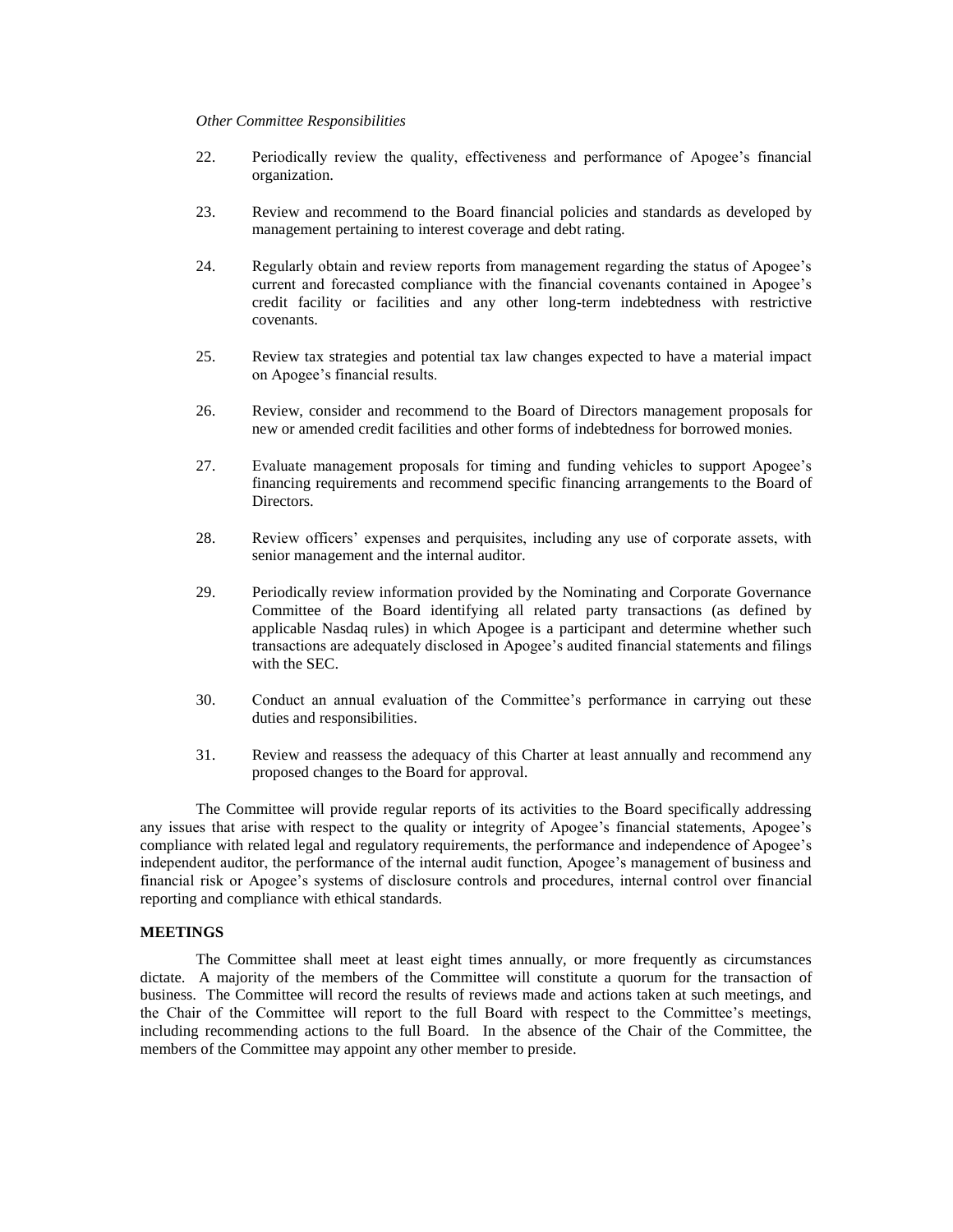*Other Committee Responsibilities*

22. Periodically review the quality, effectiveness and performance of Apogee's financial organization.

23. Review and recommend to the Board financial policies and standards as developed by management pertaining to interest coverage and debt rating.

24. Regularly obtain and review reports from management regarding the status of Apogee's current and forecasted compliance with the financial covenants contained in Apogee's credit facility or facilities and any other long-term indebtedness with restrictive covenants.

25. Review tax strategies and potential tax law changes expected to have a material impact on Apogee's financial results.

26. Review, consider and recommend to the Board of Directors management proposals for new or amended credit facilities and other forms of indebtedness for borrowed monies.

27. Evaluate management proposals for timing and funding vehicles to support Apogee's financing requirements and recommend specific financing arrangements to the Board of Directors.

28. Review officers' expenses and perquisites, including any use of corporate assets, with senior management and the internal auditor.

29. Periodically review information provided by the Nominating and Corporate Governance Committee of the Board identifying all related party transactions (as defined by applicable Nasdaq rules) in which Apogee is a participant and determine whether such transactions are adequately disclosed in Apogee's audited financial statements and filings with the SEC.

30. Conduct an annual evaluation of the Committee's performance in carrying out these duties and responsibilities.

31. Review and reassess the adequacy of this Charter at least annually and recommend any proposed changes to the Board for approval.

The Committee will provide regular reports of its activities to the Board specifically addressing any issues that arise with respect to the quality or integrity of Apogee's financial statements, Apogee's compliance with related legal and regulatory requirements, the performance and independence of Apogee's independent auditor, the performance of the internal audit function, Apogee's management of business and financial risk or Apogee's systems of disclosure controls and procedures, internal control over financial reporting and compliance with ethical standards.

**MEETINGS**

The Committee shall meet at least eight times annually, or more frequently as circumstances dictate. A majority of the members of the Committee will constitute a quorum for the transaction of business. The Committee will record the results of reviews made and actions taken at such meetings, and the Chair of the Committee will report to the full Board with respect to the Committee's meetings, including recommending actions to the full Board. In the absence of the Chair of the Committee, the members of the Committee may appoint any other member to preside.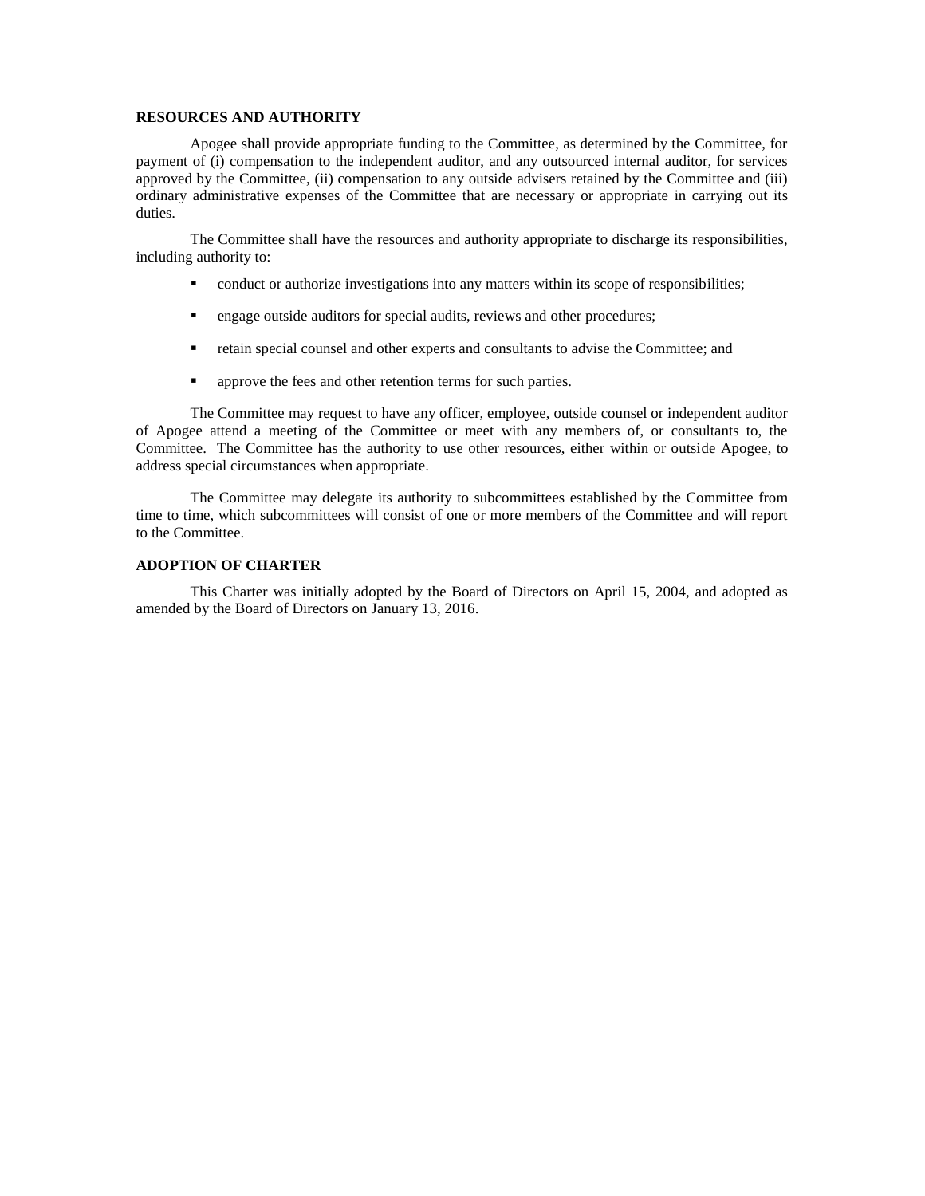**RESOURCES AND AUTHORITY**

Apogee shall provide appropriate funding to the Committee, as determined by the Committee, for payment of (i) compensation to the independent auditor, and any outsourced internal auditor, for services approved by the Committee, (ii) compensation to any outside advisers retained by the Committee and (iii) ordinary administrative expenses of the Committee that are necessary or appropriate in carrying out its duties.

The Committee shall have the resources and authority appropriate to discharge its responsibilities, including authority to:

- conduct or authorize investigations into any matters within its scope of responsibilities;
- engage outside auditors for special audits, reviews and other procedures;
- retain special counsel and other experts and consultants to advise the Committee; and
- approve the fees and other retention terms for such parties.

The Committee may request to have any officer, employee, outside counsel or independent auditor of Apogee attend a meeting of the Committee or meet with any members of, or consultants to, the Committee. The Committee has the authority to use other resources, either within or outside Apogee, to address special circumstances when appropriate.

The Committee may delegate its authority to subcommittees established by the Committee from time to time, which subcommittees will consist of one or more members of the Committee and will report to the Committee.

**ADOPTION OF CHARTER**

This Charter was initially adopted by the Board of Directors on April 15, 2004, and adopted as amended by the Board of Directors on January 13, 2016.